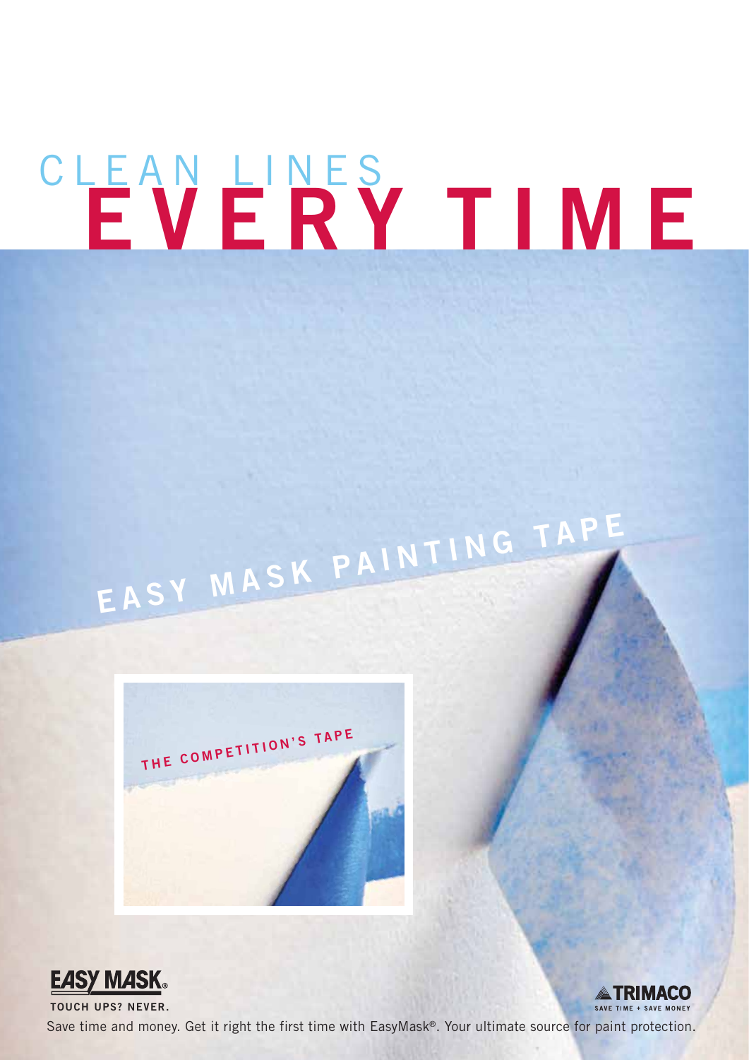# CLEAN LINES EVERY TIME

EASY MASK PAINTING TAPE

THE COMPETITION'S TAPE

EASY MASK®

TOUCH UPS? NEVER.

TRIMACO

SAVE TIME + SAVE MONEY

Save time and money. Get it right the first time with EasyMask®. Your ultimate source for paint protection.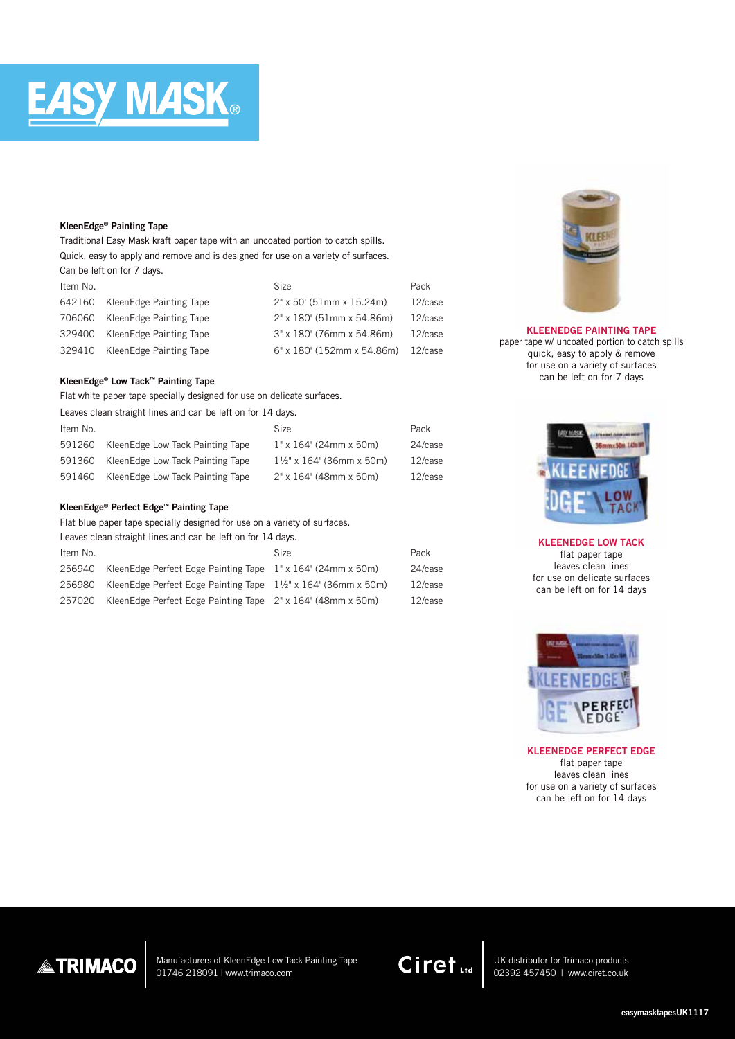# EASY MASK®

### KleenEdge® Painting Tape

Traditional Easy Mask kraft paper tape with an uncoated portion to catch spills.
Quick, easy to apply and remove and is designed for use on a variety of surfaces.
Can be left on for 7 days.

| Item No. | | Size | Pack |
|---|---|---|---|
| 642160 | KleenEdge Painting Tape | 2" x 50' (51mm x 15.24m) | 12/case |
| 706060 | KleenEdge Painting Tape | 2" x 180' (51mm x 54.86m) | 12/case |
| 329400 | KleenEdge Painting Tape | 3" x 180' (76mm x 54.86m) | 12/case |
| 329410 | KleenEdge Painting Tape | 6" x 180' (152mm x 54.86m) | 12/case |

### KleenEdge® Low Tack™ Painting Tape

Flat white paper tape specially designed for use on delicate surfaces.
Leaves clean straight lines and can be left on for 14 days.

| Item No. | | Size | Pack |
|---|---|---|---|
| 591260 | KleenEdge Low Tack Painting Tape | 1" x 164' (24mm x 50m) | 24/case |
| 591360 | KleenEdge Low Tack Painting Tape | 1½" x 164' (36mm x 50m) | 12/case |
| 591460 | KleenEdge Low Tack Painting Tape | 2" x 164' (48mm x 50m) | 12/case |

### KleenEdge® Perfect Edge™ Painting Tape

Flat blue paper tape specially designed for use on a variety of surfaces.
Leaves clean straight lines and can be left on for 14 days.

| Item No. | | Size | Pack |
|---|---|---|---|
| 256940 | KleenEdge Perfect Edge Painting Tape | 1" x 164' (24mm x 50m) | 24/case |
| 256980 | KleenEdge Perfect Edge Painting Tape | 1½" x 164' (36mm x 50m) | 12/case |
| 257020 | KleenEdge Perfect Edge Painting Tape | 2" x 164' (48mm x 50m) | 12/case |

**KLEENEDGE PAINTING TAPE**
paper tape w/ uncoated portion to catch spills
quick, easy to apply & remove
for use on a variety of surfaces
can be left on for 7 days

**KLEENEDGE LOW TACK**
flat paper tape
leaves clean lines
for use on delicate surfaces
can be left on for 14 days

**KLEENEDGE PERFECT EDGE**
flat paper tape
leaves clean lines
for use on a variety of surfaces
can be left on for 14 days

TRIMACO — Manufacturers of KleenEdge Low Tack Painting Tape
01746 218091 | www.trimaco.com

Ciret Ltd — UK distributor for Trimaco products
02392 457450 | www.ciret.co.uk

easymasktapesUK1117